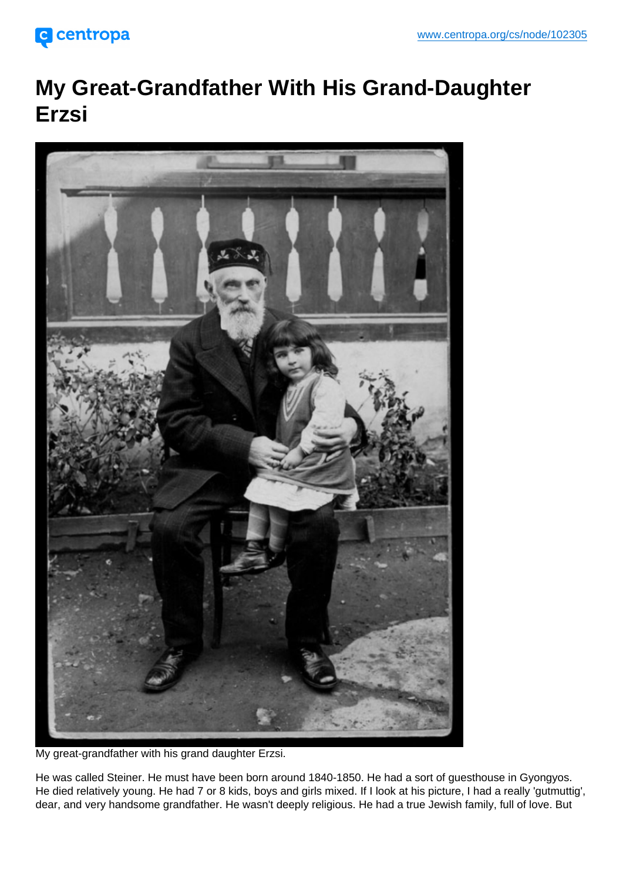# My Great-Grandfather With His Grand-Daughter Erzsi

My great-grandfather with his grand daughter Erzsi.

He was called Steiner. He must have been born around 1840-1850. He had a sort of guesthouse in Gyongyos. He died relatively young. He had 7 or 8 kids, boys and girls mixed. If I look at his picture, I had a really 'gutmuttig', dear, and very handsome grandfather. He wasn't deeply religious. He had a true Jewish family, full of love. But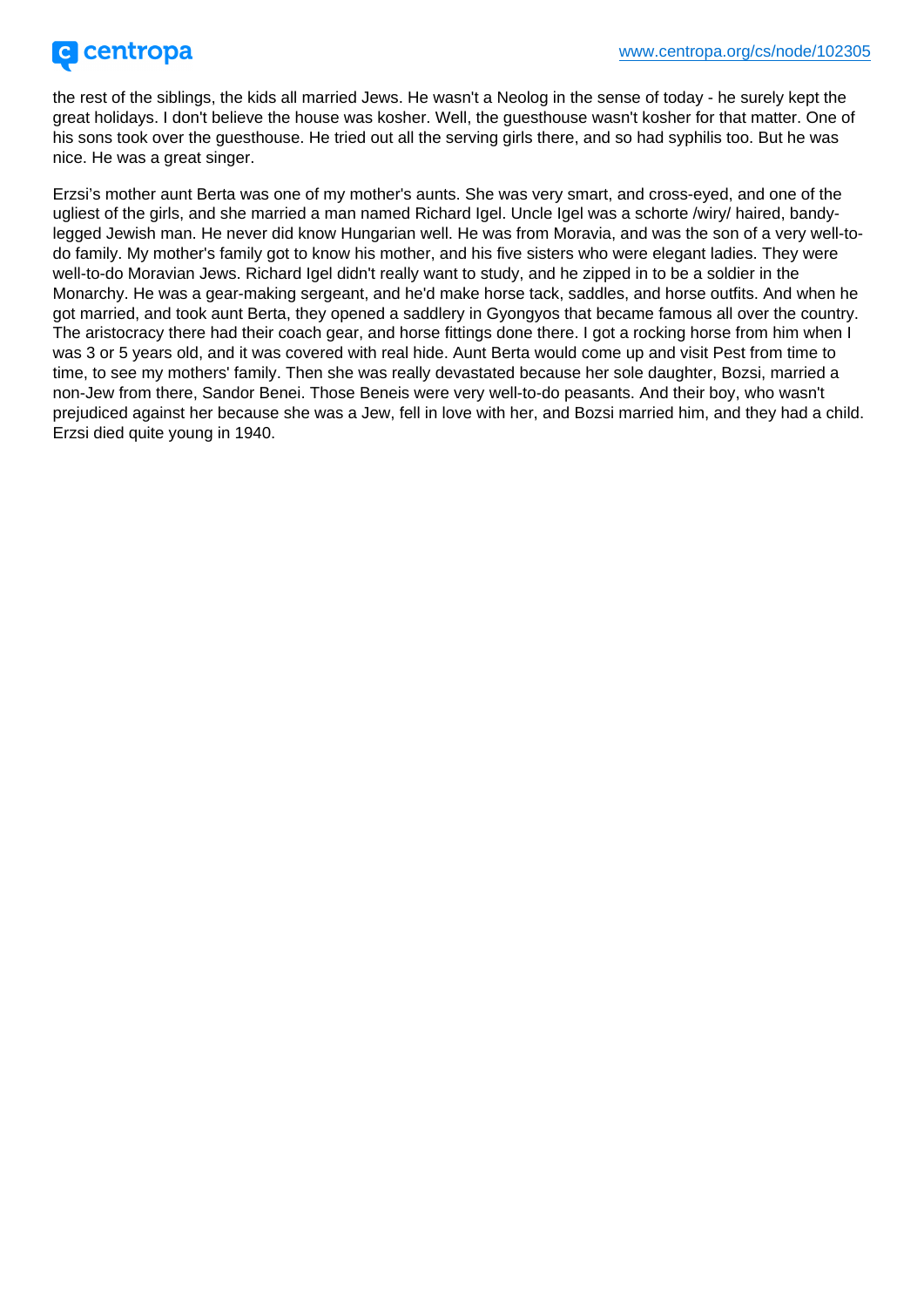the rest of the siblings, the kids all married Jews. He wasn't a Neolog in the sense of today - he surely kept the great holidays. I don't believe the house was kosher. Well, the guesthouse wasn't kosher for that matter. One of his sons took over the guesthouse. He tried out all the serving girls there, and so had syphilis too. But he was nice. He was a great singer.

Erzsi's mother aunt Berta was one of my mother's aunts. She was very smart, and cross-eyed, and one of the ugliest of the girls, and she married a man named Richard Igel. Uncle Igel was a schorte /wiry/ haired, bandy-legged Jewish man. He never did know Hungarian well. He was from Moravia, and was the son of a very well-to-do family. My mother's family got to know his mother, and his five sisters who were elegant ladies. They were well-to-do Moravian Jews. Richard Igel didn't really want to study, and he zipped in to be a soldier in the Monarchy. He was a gear-making sergeant, and he'd make horse tack, saddles, and horse outfits. And when he got married, and took aunt Berta, they opened a saddlery in Gyongyos that became famous all over the country. The aristocracy there had their coach gear, and horse fittings done there. I got a rocking horse from him when I was 3 or 5 years old, and it was covered with real hide. Aunt Berta would come up and visit Pest from time to time, to see my mothers' family. Then she was really devastated because her sole daughter, Bozsi, married a non-Jew from there, Sandor Benei. Those Beneis were very well-to-do peasants. And their boy, who wasn't prejudiced against her because she was a Jew, fell in love with her, and Bozsi married him, and they had a child. Erzsi died quite young in 1940.